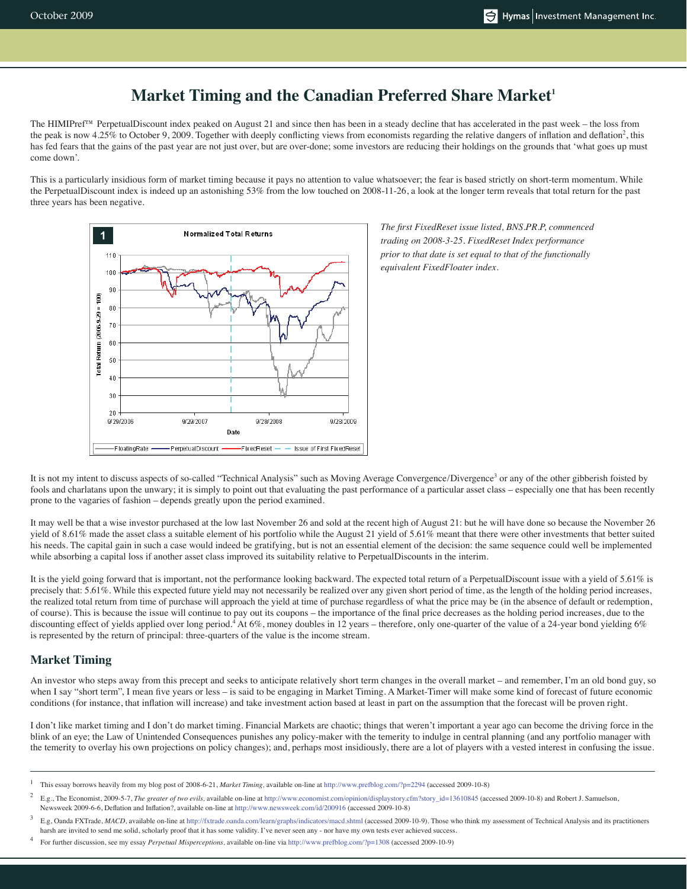# Market Timing and the Canadian Preferred Share Market[1]

The HIMIPref™ PerpetualDiscount index peaked on August 21 and since then has been in a steady decline that has accelerated in the past week – the loss from the peak is now 4.25% to October 9, 2009. Together with deeply conflicting views from economists regarding the relative dangers of inflation and deflation[2], this has fed fears that the gains of the past year are not just over, but are over-done; some investors are reducing their holdings on the grounds that 'what goes up must come down'.

This is a particularly insidious form of market timing because it pays no attention to value whatsoever; the fear is based strictly on short-term momentum. While the PerpetualDiscount index is indeed up an astonishing 53% from the low touched on 2008-11-26, a look at the longer term reveals that total return for the past three years has been negative.

*The first FixedReset issue listed, BNS.PR.P, commenced trading on 2008-3-25. FixedReset Index performance prior to that date is set equal to that of the functionally equivalent FixedFloater index.*

It is not my intent to discuss aspects of so-called "Technical Analysis" such as Moving Average Convergence/Divergence[3] or any of the other gibberish foisted by fools and charlatans upon the unwary; it is simply to point out that evaluating the past performance of a particular asset class – especially one that has been recently prone to the vagaries of fashion – depends greatly upon the period examined.

It may well be that a wise investor purchased at the low last November 26 and sold at the recent high of August 21: but he will have done so because the November 26 yield of 8.61% made the asset class a suitable element of his portfolio while the August 21 yield of 5.61% meant that there were other investments that better suited his needs. The capital gain in such a case would indeed be gratifying, but is not an essential element of the decision: the same sequence could well be implemented while absorbing a capital loss if another asset class improved its suitability relative to PerpetualDiscounts in the interim.

It is the yield going forward that is important, not the performance looking backward. The expected total return of a PerpetualDiscount issue with a yield of 5.61% is precisely that: 5.61%. While this expected future yield may not necessarily be realized over any given short period of time, as the length of the holding period increases, the realized total return from time of purchase will approach the yield at time of purchase regardless of what the price may be (in the absence of default or redemption, of course). This is because the issue will continue to pay out its coupons – the importance of the final price decreases as the holding period increases, due to the discounting effect of yields applied over long period.[4] At 6%, money doubles in 12 years – therefore, only one-quarter of the value of a 24-year bond yielding 6% is represented by the return of principal: three-quarters of the value is the income stream.

## Market Timing

An investor who steps away from this precept and seeks to anticipate relatively short term changes in the overall market – and remember, I'm an old bond guy, so when I say "short term", I mean five years or less – is said to be engaging in Market Timing. A Market-Timer will make some kind of forecast of future economic conditions (for instance, that inflation will increase) and take investment action based at least in part on the assumption that the forecast will be proven right.

I don't like market timing and I don't do market timing. Financial Markets are chaotic; things that weren't important a year ago can become the driving force in the blink of an eye; the Law of Unintended Consequences punishes any policy-maker with the temerity to indulge in central planning (and any portfolio manager with the temerity to overlay his own projections on policy changes); and, perhaps most insidiously, there are a lot of players with a vested interest in confusing the issue.

---

[1] This essay borrows heavily from my blog post of 2008-6-21, *Market Timing*, available on-line at http://www.prefblog.com/?p=2294 (accessed 2009-10-8)

[2] E.g., The Economist, 2009-5-7, *The greater of two evils,* available on-line at http://www.economist.com/opinion/displaystory.cfm?story_id=13610845 (accessed 2009-10-8) and Robert J. Samuelson, Newsweek 2009-6-6, Deflation and Inflation?, available on-line at http://www.newsweek.com/id/200916 (accessed 2009-10-8)

[3] E.g, Oanda FXTrade, *MACD*, available on-line at http://fxtrade.oanda.com/learn/graphs/indicators/macd.shtml (accessed 2009-10-9). Those who think my assessment of Technical Analysis and its practitioners harsh are invited to send me solid, scholarly proof that it has some validity. I've never seen any - nor have my own tests ever achieved success.

[4] For further discussion, see my essay *Perpetual Misperceptions*, available on-line via http://www.prefblog.com/?p=1308 (accessed 2009-10-9)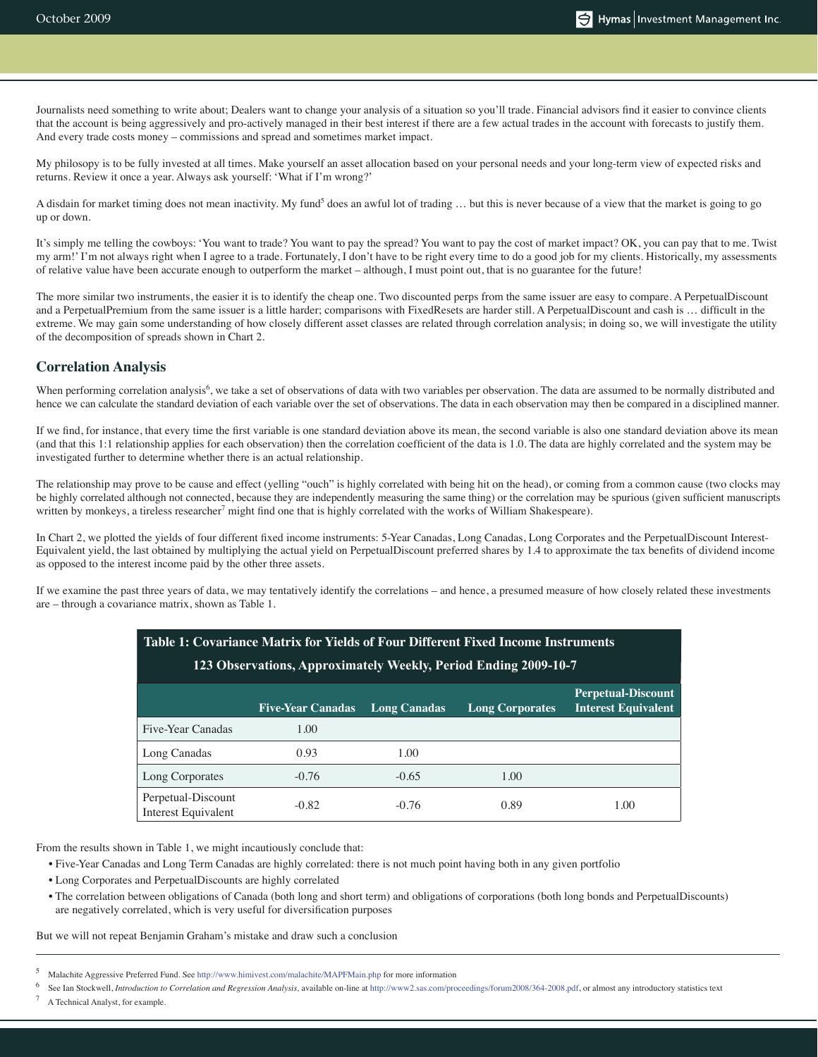Journalists need something to write about; Dealers want to change your analysis of a situation so you'll trade. Financial advisors find it easier to convince clients that the account is being aggressively and pro-actively managed in their best interest if there are a few actual trades in the account with forecasts to justify them. And every trade costs money – commissions and spread and sometimes market impact.

My philosopy is to be fully invested at all times. Make yourself an asset allocation based on your personal needs and your long-term view of expected risks and returns. Review it once a year. Always ask yourself: 'What if I'm wrong?'

A disdain for market timing does not mean inactivity. My fund[5] does an awful lot of trading … but this is never because of a view that the market is going to go up or down.

It's simply me telling the cowboys: 'You want to trade? You want to pay the spread? You want to pay the cost of market impact? OK, you can pay that to me. Twist my arm!' I'm not always right when I agree to a trade. Fortunately, I don't have to be right every time to do a good job for my clients. Historically, my assessments of relative value have been accurate enough to outperform the market – although, I must point out, that is no guarantee for the future!

The more similar two instruments, the easier it is to identify the cheap one. Two discounted perps from the same issuer are easy to compare. A PerpetualDiscount and a PerpetualPremium from the same issuer is a little harder; comparisons with FixedResets are harder still. A PerpetualDiscount and cash is … difficult in the extreme. We may gain some understanding of how closely different asset classes are related through correlation analysis; in doing so, we will investigate the utility of the decomposition of spreads shown in Chart 2.

## Correlation Analysis

When performing correlation analysis[6], we take a set of observations of data with two variables per observation. The data are assumed to be normally distributed and hence we can calculate the standard deviation of each variable over the set of observations. The data in each observation may then be compared in a disciplined manner.

If we find, for instance, that every time the first variable is one standard deviation above its mean, the second variable is also one standard deviation above its mean (and that this 1:1 relationship applies for each observation) then the correlation coefficient of the data is 1.0. The data are highly correlated and the system may be investigated further to determine whether there is an actual relationship.

The relationship may prove to be cause and effect (yelling "ouch" is highly correlated with being hit on the head), or coming from a common cause (two clocks may be highly correlated although not connected, because they are independently measuring the same thing) or the correlation may be spurious (given sufficient manuscripts written by monkeys, a tireless researcher[7] might find one that is highly correlated with the works of William Shakespeare).

In Chart 2, we plotted the yields of four different fixed income instruments: 5-Year Canadas, Long Canadas, Long Corporates and the PerpetualDiscount Interest-Equivalent yield, the last obtained by multiplying the actual yield on PerpetualDiscount preferred shares by 1.4 to approximate the tax benefits of dividend income as opposed to the interest income paid by the other three assets.

If we examine the past three years of data, we may tentatively identify the correlations – and hence, a presumed measure of how closely related these investments are – through a covariance matrix, shown as Table 1.

**Table 1: Covariance Matrix for Yields of Four Different Fixed Income Instruments**
**123 Observations, Approximately Weekly, Period Ending 2009-10-7**

| | Five-Year Canadas | Long Canadas | Long Corporates | Perpetual-Discount Interest Equivalent |
|---|---|---|---|---|
| Five-Year Canadas | 1.00 | | | |
| Long Canadas | 0.93 | 1.00 | | |
| Long Corporates | -0.76 | -0.65 | 1.00 | |
| Perpetual-Discount Interest Equivalent | -0.82 | -0.76 | 0.89 | 1.00 |

From the results shown in Table 1, we might incautiously conclude that:

- Five-Year Canadas and Long Term Canadas are highly correlated: there is not much point having both in any given portfolio
- Long Corporates and PerpetualDiscounts are highly correlated
- The correlation between obligations of Canada (both long and short term) and obligations of corporations (both long bonds and PerpetualDiscounts) are negatively correlated, which is very useful for diversification purposes

But we will not repeat Benjamin Graham's mistake and draw such a conclusion

---

[5] Malachite Aggressive Preferred Fund. See http://www.himivest.com/malachite/MAPFMain.php for more information

[6] See Ian Stockwell, *Introduction to Correlation and Regression Analysis*, available on-line at http://www2.sas.com/proceedings/forum2008/364-2008.pdf, or almost any introductory statistics text

[7] A Technical Analyst, for example.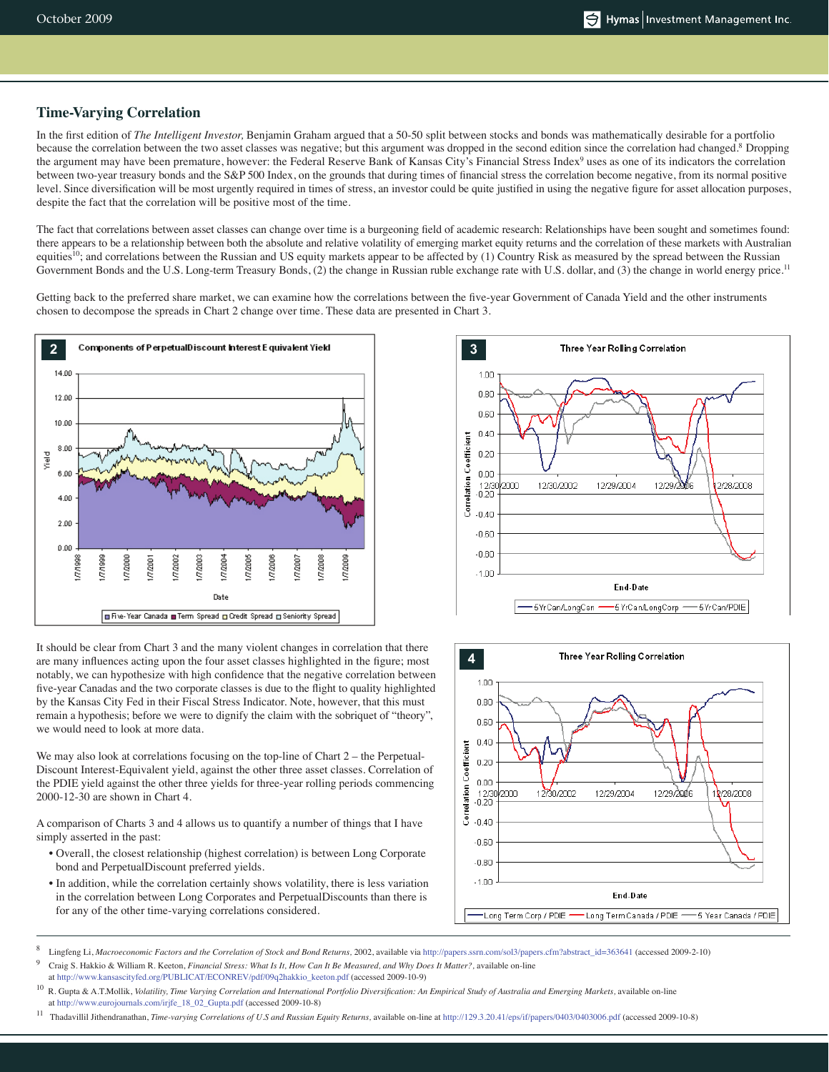## Time-Varying Correlation

In the first edition of *The Intelligent Investor,* Benjamin Graham argued that a 50-50 split between stocks and bonds was mathematically desirable for a portfolio because the correlation between the two asset classes was negative; but this argument was dropped in the second edition since the correlation had changed.[8] Dropping the argument may have been premature, however: the Federal Reserve Bank of Kansas City's Financial Stress Index[9] uses as one of its indicators the correlation between two-year treasury bonds and the S&P 500 Index, on the grounds that during times of financial stress the correlation become negative, from its normal positive level. Since diversification will be most urgently required in times of stress, an investor could be quite justified in using the negative figure for asset allocation purposes, despite the fact that the correlation will be positive most of the time.

The fact that correlations between asset classes can change over time is a burgeoning field of academic research: Relationships have been sought and sometimes found: there appears to be a relationship between both the absolute and relative volatility of emerging market equity returns and the correlation of these markets with Australian equities[10]; and correlations between the Russian and US equity markets appear to be affected by (1) Country Risk as measured by the spread between the Russian Government Bonds and the U.S. Long-term Treasury Bonds, (2) the change in Russian ruble exchange rate with U.S. dollar, and (3) the change in world energy price.[11]

Getting back to the preferred share market, we can examine how the correlations between the five-year Government of Canada Yield and the other instruments chosen to decompose the spreads in Chart 2 change over time. These data are presented in Chart 3.

**2** Components of PerpetualDiscount Interest Equivalent Yield

**3** Three Year Rolling Correlation

It should be clear from Chart 3 and the many violent changes in correlation that there are many influences acting upon the four asset classes highlighted in the figure; most notably, we can hypothesize with high confidence that the negative correlation between five-year Canadas and the two corporate classes is due to the flight to quality highlighted by the Kansas City Fed in their Fiscal Stress Indicator. Note, however, that this must remain a hypothesis; before we were to dignify the claim with the sobriquet of "theory", we would need to look at more data.

We may also look at correlations focusing on the top-line of Chart 2 – the Perpetual-Discount Interest-Equivalent yield, against the other three asset classes. Correlation of the PDIE yield against the other three yields for three-year rolling periods commencing 2000-12-30 are shown in Chart 4.

**4** Three Year Rolling Correlation

A comparison of Charts 3 and 4 allows us to quantify a number of things that I have simply asserted in the past:

- Overall, the closest relationship (highest correlation) is between Long Corporate bond and PerpetualDiscount preferred yields.
- In addition, while the correlation certainly shows volatility, there is less variation in the correlation between Long Corporates and PerpetualDiscounts than there is for any of the other time-varying correlations considered.

---

[8] Lingfeng Li, *Macroeconomic Factors and the Correlation of Stock and Bond Returns,* 2002, available via http://papers.ssrn.com/sol3/papers.cfm?abstract_id=363641 (accessed 2009-2-10)

[9] Craig S. Hakkio & William R. Keeton, *Financial Stress: What Is It, How Can It Be Measured, and Why Does It Matter?*, available on-line at http://www.kansascityfed.org/PUBLICAT/ECONREV/pdf/09q2hakkio_keeton.pdf (accessed 2009-10-9)

[10] R. Gupta & A.T.Mollik, *Volatility, Time Varying Correlation and International Portfolio Diversification: An Empirical Study of Australia and Emerging Markets*, available on-line at http://www.eurojournals.com/irjfe_18_02_Gupta.pdf (accessed 2009-10-8)

[11] Thadavillil Jithendranathan, *Time-varying Correlations of U.S and Russian Equity Returns*, available on-line at http://129.3.20.41/eps/if/papers/0403/0403006.pdf (accessed 2009-10-8)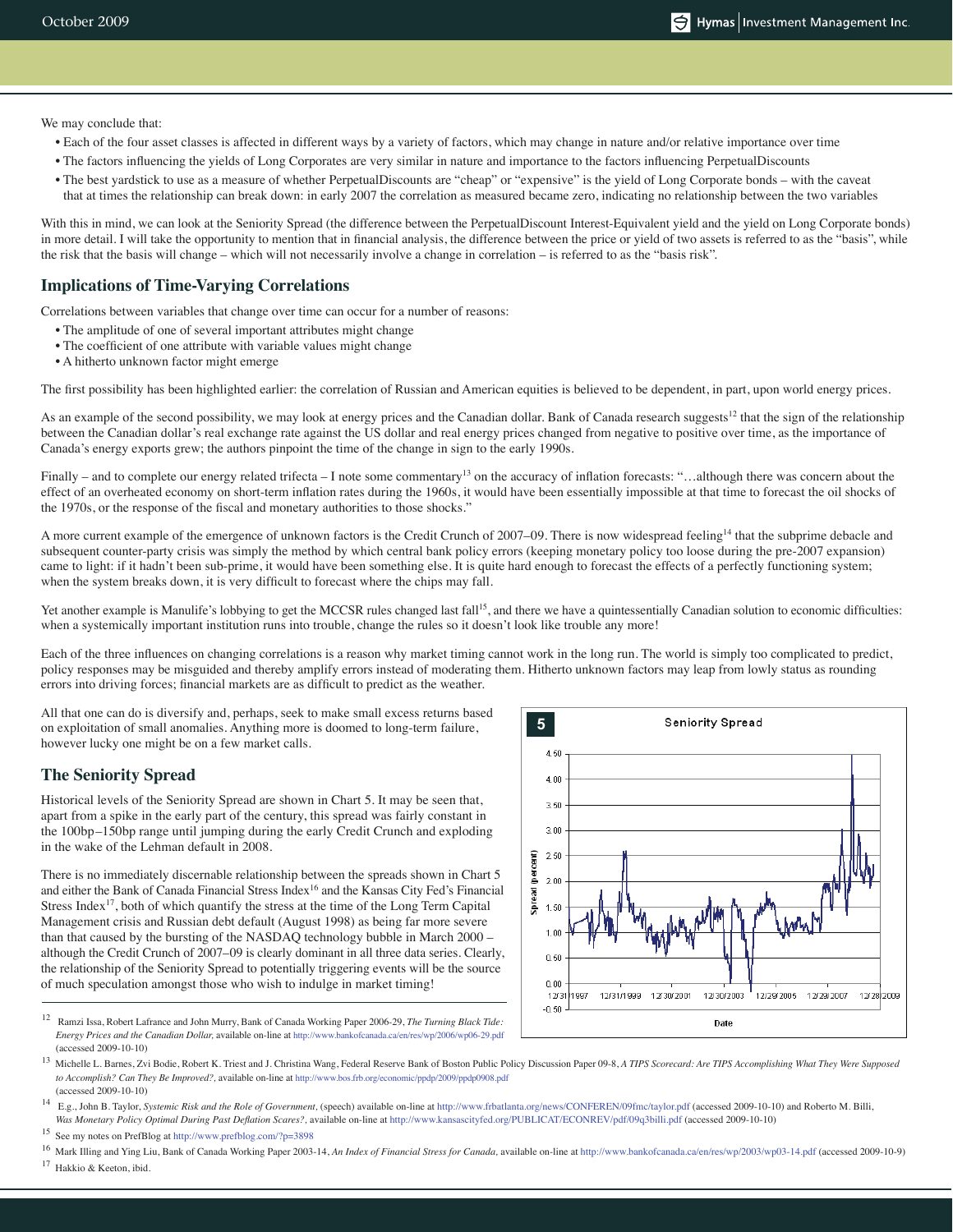We may conclude that:

- Each of the four asset classes is affected in different ways by a variety of factors, which may change in nature and/or relative importance over time
- The factors influencing the yields of Long Corporates are very similar in nature and importance to the factors influencing PerpetualDiscounts
- The best yardstick to use as a measure of whether PerpetualDiscounts are "cheap" or "expensive" is the yield of Long Corporate bonds – with the caveat that at times the relationship can break down: in early 2007 the correlation as measured became zero, indicating no relationship between the two variables

With this in mind, we can look at the Seniority Spread (the difference between the PerpetualDiscount Interest-Equivalent yield and the yield on Long Corporate bonds) in more detail. I will take the opportunity to mention that in financial analysis, the difference between the price or yield of two assets is referred to as the "basis", while the risk that the basis will change – which will not necessarily involve a change in correlation – is referred to as the "basis risk".

## Implications of Time-Varying Correlations

Correlations between variables that change over time can occur for a number of reasons:

- The amplitude of one of several important attributes might change
- The coefficient of one attribute with variable values might change
- A hitherto unknown factor might emerge

The first possibility has been highlighted earlier: the correlation of Russian and American equities is believed to be dependent, in part, upon world energy prices.

As an example of the second possibility, we may look at energy prices and the Canadian dollar. Bank of Canada research suggests[12] that the sign of the relationship between the Canadian dollar's real exchange rate against the US dollar and real energy prices changed from negative to positive over time, as the importance of Canada's energy exports grew; the authors pinpoint the time of the change in sign to the early 1990s.

Finally – and to complete our energy related trifecta – I note some commentary[13] on the accuracy of inflation forecasts: "…although there was concern about the effect of an overheated economy on short-term inflation rates during the 1960s, it would have been essentially impossible at that time to forecast the oil shocks of the 1970s, or the response of the fiscal and monetary authorities to those shocks."

A more current example of the emergence of unknown factors is the Credit Crunch of 2007–09. There is now widespread feeling[14] that the subprime debacle and subsequent counter-party crisis was simply the method by which central bank policy errors (keeping monetary policy too loose during the pre-2007 expansion) came to light: if it hadn't been sub-prime, it would have been something else. It is quite hard enough to forecast the effects of a perfectly functioning system; when the system breaks down, it is very difficult to forecast where the chips may fall.

Yet another example is Manulife's lobbying to get the MCCSR rules changed last fall[15], and there we have a quintessentially Canadian solution to economic difficulties: when a systemically important institution runs into trouble, change the rules so it doesn't look like trouble any more!

Each of the three influences on changing correlations is a reason why market timing cannot work in the long run. The world is simply too complicated to predict, policy responses may be misguided and thereby amplify errors instead of moderating them. Hitherto unknown factors may leap from lowly status as rounding errors into driving forces; financial markets are as difficult to predict as the weather.

All that one can do is diversify and, perhaps, seek to make small excess returns based on exploitation of small anomalies. Anything more is doomed to long-term failure, however lucky one might be on a few market calls.

## The Seniority Spread

Historical levels of the Seniority Spread are shown in Chart 5. It may be seen that, apart from a spike in the early part of the century, this spread was fairly constant in the 100bp–150bp range until jumping during the early Credit Crunch and exploding in the wake of the Lehman default in 2008.

There is no immediately discernable relationship between the spreads shown in Chart 5 and either the Bank of Canada Financial Stress Index[16] and the Kansas City Fed's Financial Stress Index[17], both of which quantify the stress at the time of the Long Term Capital Management crisis and Russian debt default (August 1998) as being far more severe than that caused by the bursting of the NASDAQ technology bubble in March 2000 – although the Credit Crunch of 2007–09 is clearly dominant in all three data series. Clearly, the relationship of the Seniority Spread to potentially triggering events will be the source of much speculation amongst those who wish to indulge in market timing!

**5** Seniority Spread

---

[12] Ramzi Issa, Robert Lafrance and John Murry, Bank of Canada Working Paper 2006-29, *The Turning Black Tide: Energy Prices and the Canadian Dollar,* available on-line at http://www.bankofcanada.ca/en/res/wp/2006/wp06-29.pdf (accessed 2009-10-10)

[13] Michelle L. Barnes, Zvi Bodie, Robert K. Triest and J. Christina Wang, Federal Reserve Bank of Boston Public Policy Discussion Paper 09-8, *A TIPS Scorecard: Are TIPS Accomplishing What They Were Supposed to Accomplish? Can They Be Improved?,* available on-line at http://www.bos.frb.org/economic/ppdp/2009/ppdp0908.pdf (accessed 2009-10-10)

[14] E.g., John B. Taylor, *Systemic Risk and the Role of Government,* (speech) available on-line at http://www.frbatlanta.org/news/CONFEREN/09fmc/taylor.pdf (accessed 2009-10-10) and Roberto M. Billi, *Was Monetary Policy Optimal During Past Deflation Scares?,* available on-line at http://www.kansascityfed.org/PUBLICAT/ECONREV/pdf/09q3billi.pdf (accessed 2009-10-10)

[15] See my notes on PrefBlog at http://www.prefblog.com/?p=3898

[16] Mark Illing and Ying Liu, Bank of Canada Working Paper 2003-14, *An Index of Financial Stress for Canada,* available on-line at http://www.bankofcanada.ca/en/res/wp/2003/wp03-14.pdf (accessed 2009-10-9)

[17] Hakkio & Keeton, ibid.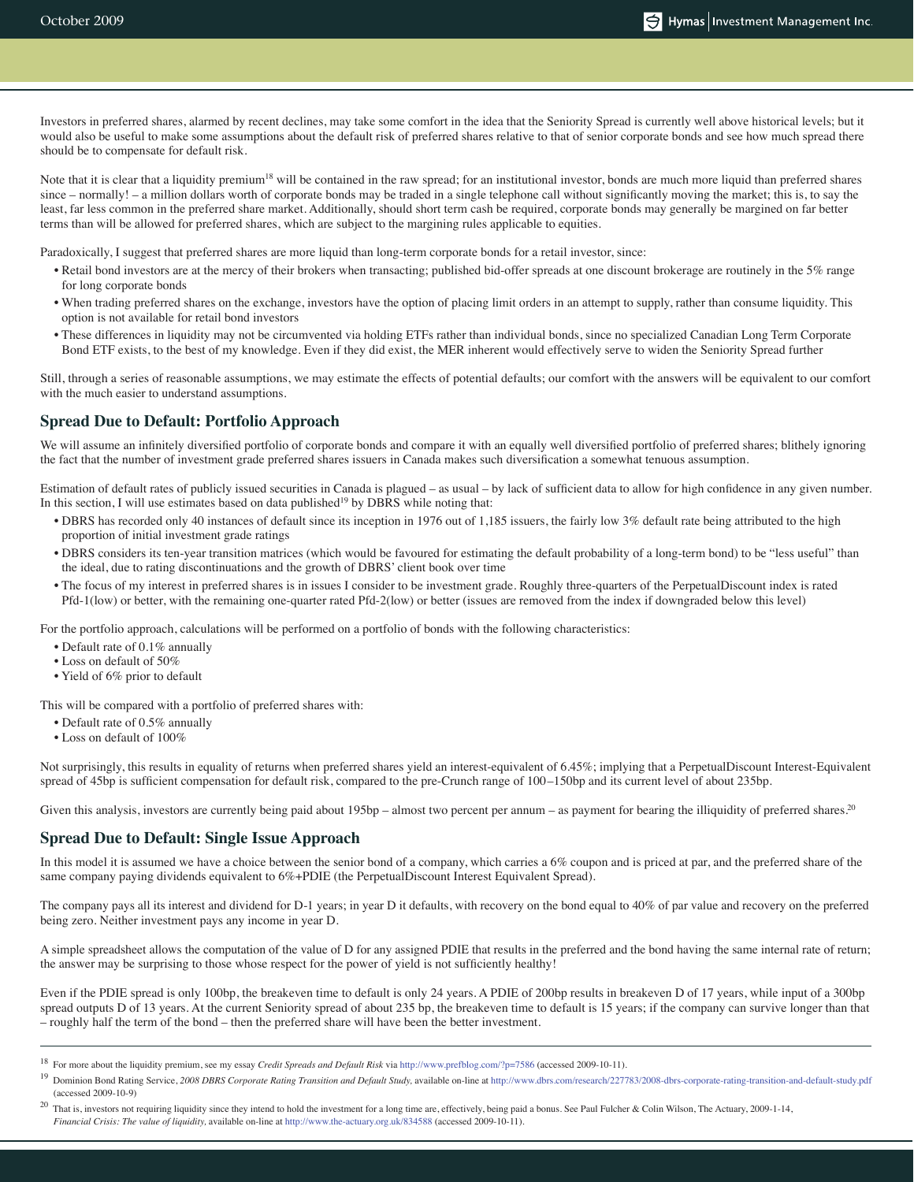Investors in preferred shares, alarmed by recent declines, may take some comfort in the idea that the Seniority Spread is currently well above historical levels; but it would also be useful to make some assumptions about the default risk of preferred shares relative to that of senior corporate bonds and see how much spread there should be to compensate for default risk.

Note that it is clear that a liquidity premium[18] will be contained in the raw spread; for an institutional investor, bonds are much more liquid than preferred shares since – normally! – a million dollars worth of corporate bonds may be traded in a single telephone call without significantly moving the market; this is, to say the least, far less common in the preferred share market. Additionally, should short term cash be required, corporate bonds may generally be margined on far better terms than will be allowed for preferred shares, which are subject to the margining rules applicable to equities.

Paradoxically, I suggest that preferred shares are more liquid than long-term corporate bonds for a retail investor, since:

- Retail bond investors are at the mercy of their brokers when transacting; published bid-offer spreads at one discount brokerage are routinely in the 5% range for long corporate bonds
- When trading preferred shares on the exchange, investors have the option of placing limit orders in an attempt to supply, rather than consume liquidity. This option is not available for retail bond investors
- These differences in liquidity may not be circumvented via holding ETFs rather than individual bonds, since no specialized Canadian Long Term Corporate Bond ETF exists, to the best of my knowledge. Even if they did exist, the MER inherent would effectively serve to widen the Seniority Spread further

Still, through a series of reasonable assumptions, we may estimate the effects of potential defaults; our comfort with the answers will be equivalent to our comfort with the much easier to understand assumptions.

## Spread Due to Default: Portfolio Approach

We will assume an infinitely diversified portfolio of corporate bonds and compare it with an equally well diversified portfolio of preferred shares; blithely ignoring the fact that the number of investment grade preferred shares issuers in Canada makes such diversification a somewhat tenuous assumption.

Estimation of default rates of publicly issued securities in Canada is plagued – as usual – by lack of sufficient data to allow for high confidence in any given number. In this section, I will use estimates based on data published[19] by DBRS while noting that:

- DBRS has recorded only 40 instances of default since its inception in 1976 out of 1,185 issuers, the fairly low 3% default rate being attributed to the high proportion of initial investment grade ratings
- DBRS considers its ten-year transition matrices (which would be favoured for estimating the default probability of a long-term bond) to be "less useful" than the ideal, due to rating discontinuations and the growth of DBRS' client book over time
- The focus of my interest in preferred shares is in issues I consider to be investment grade. Roughly three-quarters of the PerpetualDiscount index is rated Pfd-1(low) or better, with the remaining one-quarter rated Pfd-2(low) or better (issues are removed from the index if downgraded below this level)

For the portfolio approach, calculations will be performed on a portfolio of bonds with the following characteristics:

- Default rate of 0.1% annually
- Loss on default of 50%
- Yield of 6% prior to default

This will be compared with a portfolio of preferred shares with:

- Default rate of 0.5% annually
- Loss on default of 100%

Not surprisingly, this results in equality of returns when preferred shares yield an interest-equivalent of 6.45%; implying that a PerpetualDiscount Interest-Equivalent spread of 45bp is sufficient compensation for default risk, compared to the pre-Crunch range of 100–150bp and its current level of about 235bp.

Given this analysis, investors are currently being paid about 195bp – almost two percent per annum – as payment for bearing the illiquidity of preferred shares.[20]

## Spread Due to Default: Single Issue Approach

In this model it is assumed we have a choice between the senior bond of a company, which carries a 6% coupon and is priced at par, and the preferred share of the same company paying dividends equivalent to 6%+PDIE (the PerpetualDiscount Interest Equivalent Spread).

The company pays all its interest and dividend for D-1 years; in year D it defaults, with recovery on the bond equal to 40% of par value and recovery on the preferred being zero. Neither investment pays any income in year D.

A simple spreadsheet allows the computation of the value of D for any assigned PDIE that results in the preferred and the bond having the same internal rate of return; the answer may be surprising to those whose respect for the power of yield is not sufficiently healthy!

Even if the PDIE spread is only 100bp, the breakeven time to default is only 24 years. A PDIE of 200bp results in breakeven D of 17 years, while input of a 300bp spread outputs D of 13 years. At the current Seniority spread of about 235 bp, the breakeven time to default is 15 years; if the company can survive longer than that – roughly half the term of the bond – then the preferred share will have been the better investment.

---

[18] For more about the liquidity premium, see my essay *Credit Spreads and Default Risk* via http://www.prefblog.com/?p=7586 (accessed 2009-10-11).

[19] Dominion Bond Rating Service, *2008 DBRS Corporate Rating Transition and Default Study,* available on-line at http://www.dbrs.com/research/227783/2008-dbrs-corporate-rating-transition-and-default-study.pdf (accessed 2009-10-9)

[20] That is, investors not requiring liquidity since they intend to hold the investment for a long time are, effectively, being paid a bonus. See Paul Fulcher & Colin Wilson, The Actuary, 2009-1-14, *Financial Crisis: The value of liquidity,* available on-line at http://www.the-actuary.org.uk/834588 (accessed 2009-10-11).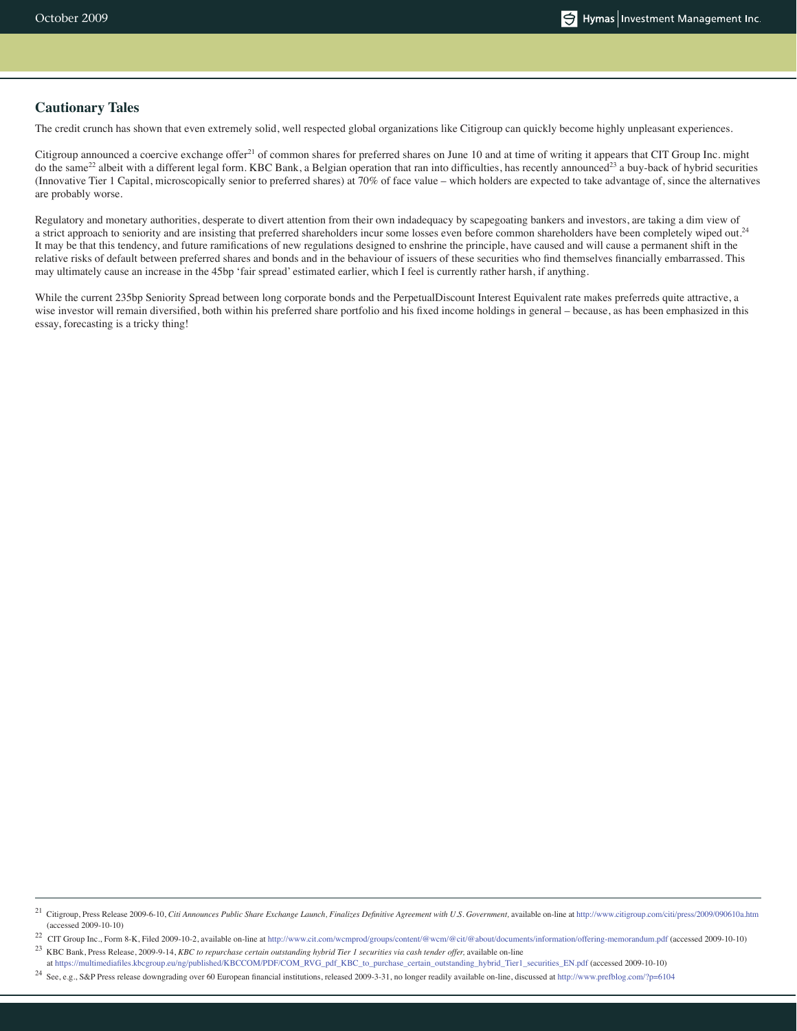## Cautionary Tales

The credit crunch has shown that even extremely solid, well respected global organizations like Citigroup can quickly become highly unpleasant experiences.

Citigroup announced a coercive exchange offer[21] of common shares for preferred shares on June 10 and at time of writing it appears that CIT Group Inc. might do the same[22] albeit with a different legal form. KBC Bank, a Belgian operation that ran into difficulties, has recently announced[23] a buy-back of hybrid securities (Innovative Tier 1 Capital, microscopically senior to preferred shares) at 70% of face value – which holders are expected to take advantage of, since the alternatives are probably worse.

Regulatory and monetary authorities, desperate to divert attention from their own indadequacy by scapegoating bankers and investors, are taking a dim view of a strict approach to seniority and are insisting that preferred shareholders incur some losses even before common shareholders have been completely wiped out.[24] It may be that this tendency, and future ramifications of new regulations designed to enshrine the principle, have caused and will cause a permanent shift in the relative risks of default between preferred shares and bonds and in the behaviour of issuers of these securities who find themselves financially embarrassed. This may ultimately cause an increase in the 45bp 'fair spread' estimated earlier, which I feel is currently rather harsh, if anything.

While the current 235bp Seniority Spread between long corporate bonds and the PerpetualDiscount Interest Equivalent rate makes preferreds quite attractive, a wise investor will remain diversified, both within his preferred share portfolio and his fixed income holdings in general – because, as has been emphasized in this essay, forecasting is a tricky thing!

---

[21] Citigroup, Press Release 2009-6-10, *Citi Announces Public Share Exchange Launch, Finalizes Definitive Agreement with U.S. Government,* available on-line at http://www.citigroup.com/citi/press/2009/090610a.htm (accessed 2009-10-10)

[22] CIT Group Inc., Form 8-K, Filed 2009-10-2, available on-line at http://www.cit.com/wcmprod/groups/content/@wcm/@cit/@about/documents/information/offering-memorandum.pdf (accessed 2009-10-10)

[23] KBC Bank, Press Release, 2009-9-14, *KBC to repurchase certain outstanding hybrid Tier 1 securities via cash tender offer,* available on-line at https://multimediafiles.kbcgroup.eu/ng/published/KBCCOM/PDF/COM_RVG_pdf_KBC_to_purchase_certain_outstanding_hybrid_Tier1_securities_EN.pdf (accessed 2009-10-10)

[24] See, e.g., S&P Press release downgrading over 60 European financial institutions, released 2009-3-31, no longer readily available on-line, discussed at http://www.prefblog.com/?p=6104